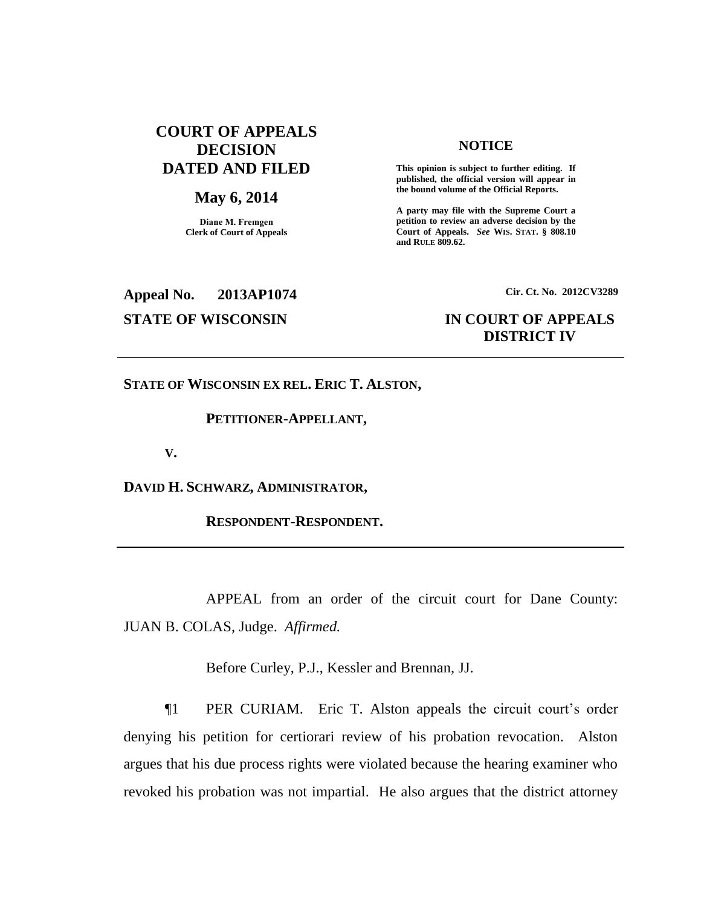# COURT OF APPEALS DECISION DATED AND FILED

**May 6, 2014**

**Diane M. Fremgen**
**Clerk of Court of Appeals**

**NOTICE**

**This opinion is subject to further editing. If published, the official version will appear in the bound volume of the Official Reports.**

**A party may file with the Supreme Court a petition to review an adverse decision by the Court of Appeals.** *See* **WIS. STAT. § 808.10 and RULE 809.62.**

**Appeal No. 2013AP1074** **Cir. Ct. No. 2012CV3289**

**STATE OF WISCONSIN** **IN COURT OF APPEALS DISTRICT IV**

---

**STATE OF WISCONSIN EX REL. ERIC T. ALSTON,**

**PETITIONER-APPELLANT,**

**V.**

**DAVID H. SCHWARZ, ADMINISTRATOR,**

**RESPONDENT-RESPONDENT.**

---

APPEAL from an order of the circuit court for Dane County: JUAN B. COLAS, Judge. *Affirmed.*

Before Curley, P.J., Kessler and Brennan, JJ.

¶1 PER CURIAM. Eric T. Alston appeals the circuit court's order denying his petition for certiorari review of his probation revocation. Alston argues that his due process rights were violated because the hearing examiner who revoked his probation was not impartial. He also argues that the district attorney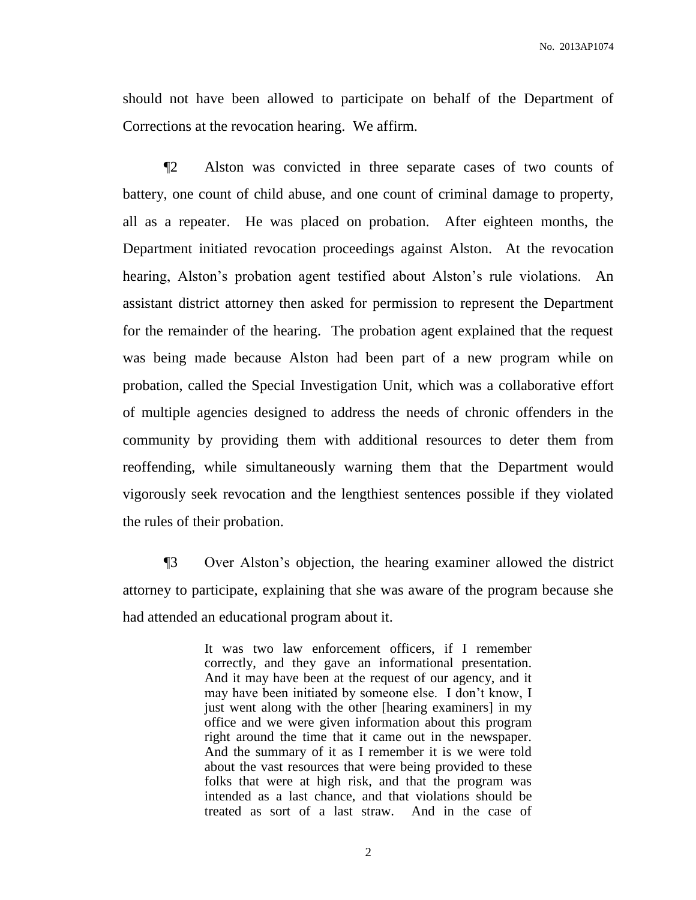should not have been allowed to participate on behalf of the Department of Corrections at the revocation hearing. We affirm.

¶2 Alston was convicted in three separate cases of two counts of battery, one count of child abuse, and one count of criminal damage to property, all as a repeater. He was placed on probation. After eighteen months, the Department initiated revocation proceedings against Alston. At the revocation hearing, Alston's probation agent testified about Alston's rule violations. An assistant district attorney then asked for permission to represent the Department for the remainder of the hearing. The probation agent explained that the request was being made because Alston had been part of a new program while on probation, called the Special Investigation Unit, which was a collaborative effort of multiple agencies designed to address the needs of chronic offenders in the community by providing them with additional resources to deter them from reoffending, while simultaneously warning them that the Department would vigorously seek revocation and the lengthiest sentences possible if they violated the rules of their probation.

¶3 Over Alston's objection, the hearing examiner allowed the district attorney to participate, explaining that she was aware of the program because she had attended an educational program about it.

> It was two law enforcement officers, if I remember correctly, and they gave an informational presentation. And it may have been at the request of our agency, and it may have been initiated by someone else. I don't know, I just went along with the other [hearing examiners] in my office and we were given information about this program right around the time that it came out in the newspaper. And the summary of it as I remember it is we were told about the vast resources that were being provided to these folks that were at high risk, and that the program was intended as a last chance, and that violations should be treated as sort of a last straw. And in the case of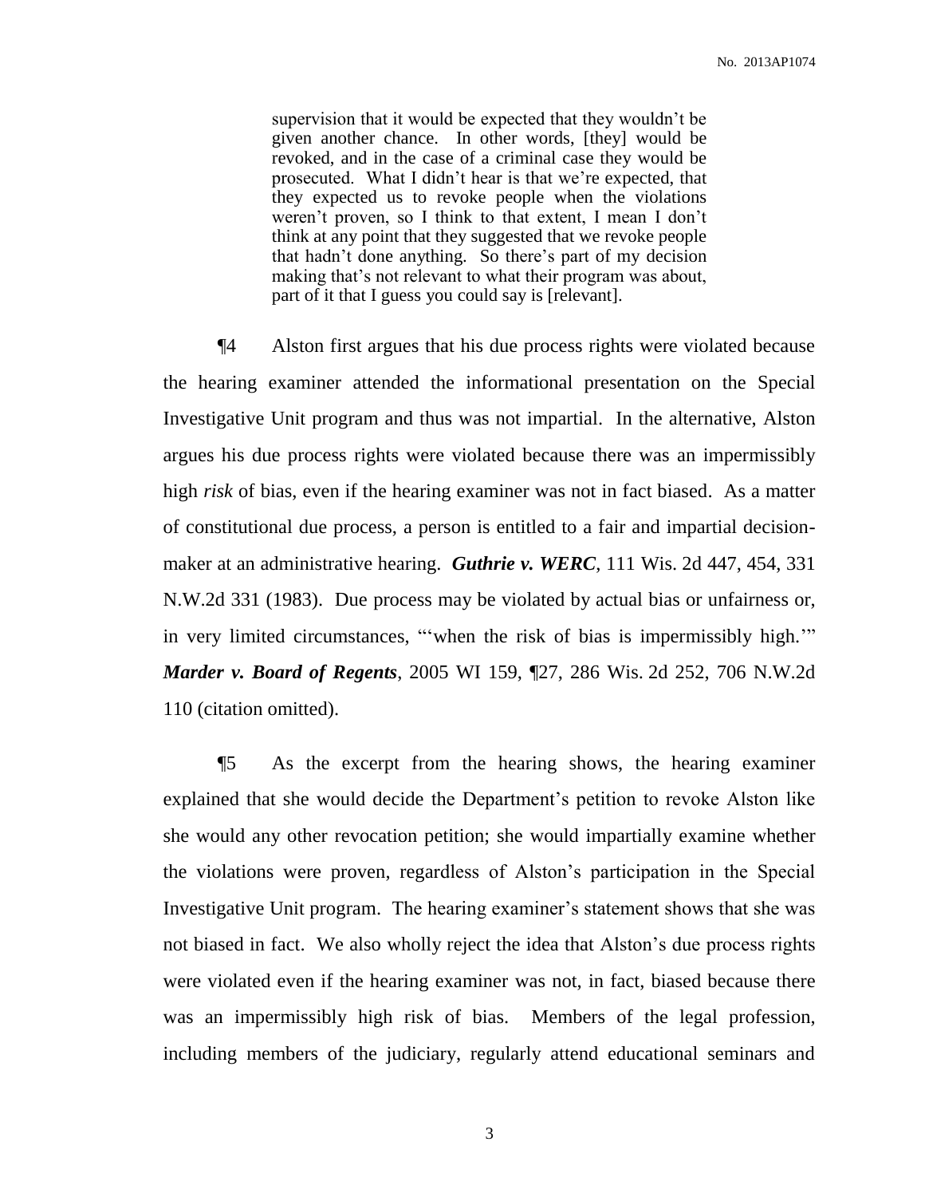> supervision that it would be expected that they wouldn't be given another chance. In other words, [they] would be revoked, and in the case of a criminal case they would be prosecuted. What I didn't hear is that we're expected, that they expected us to revoke people when the violations weren't proven, so I think to that extent, I mean I don't think at any point that they suggested that we revoke people that hadn't done anything. So there's part of my decision making that's not relevant to what their program was about, part of it that I guess you could say is [relevant].

¶4 Alston first argues that his due process rights were violated because the hearing examiner attended the informational presentation on the Special Investigative Unit program and thus was not impartial. In the alternative, Alston argues his due process rights were violated because there was an impermissibly high *risk* of bias, even if the hearing examiner was not in fact biased. As a matter of constitutional due process, a person is entitled to a fair and impartial decision-maker at an administrative hearing. ***Guthrie v. WERC***, 111 Wis. 2d 447, 454, 331 N.W.2d 331 (1983). Due process may be violated by actual bias or unfairness or, in very limited circumstances, "'when the risk of bias is impermissibly high.'" ***Marder v. Board of Regents***, 2005 WI 159, ¶27, 286 Wis. 2d 252, 706 N.W.2d 110 (citation omitted).

¶5 As the excerpt from the hearing shows, the hearing examiner explained that she would decide the Department's petition to revoke Alston like she would any other revocation petition; she would impartially examine whether the violations were proven, regardless of Alston's participation in the Special Investigative Unit program. The hearing examiner's statement shows that she was not biased in fact. We also wholly reject the idea that Alston's due process rights were violated even if the hearing examiner was not, in fact, biased because there was an impermissibly high risk of bias. Members of the legal profession, including members of the judiciary, regularly attend educational seminars and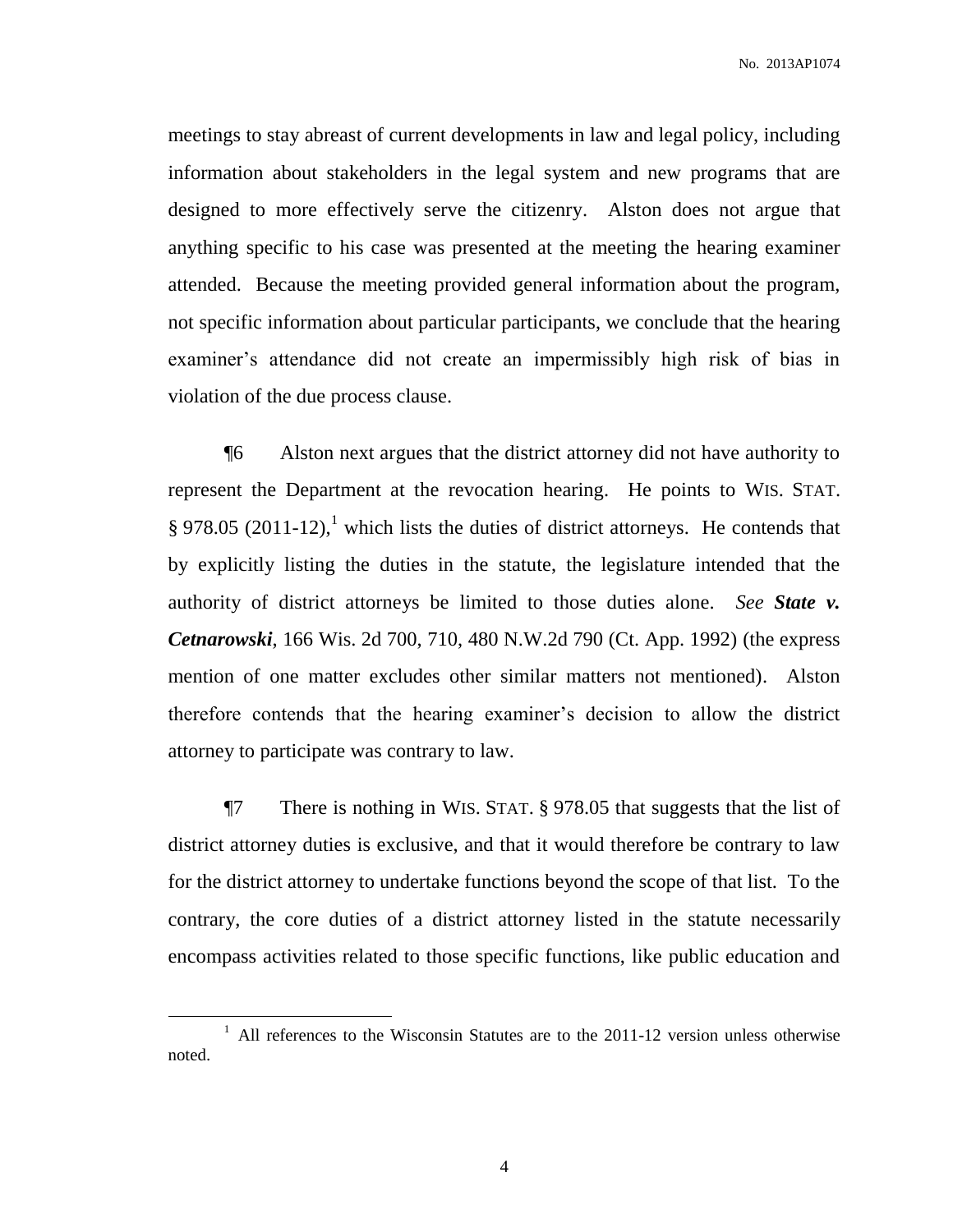meetings to stay abreast of current developments in law and legal policy, including information about stakeholders in the legal system and new programs that are designed to more effectively serve the citizenry. Alston does not argue that anything specific to his case was presented at the meeting the hearing examiner attended. Because the meeting provided general information about the program, not specific information about particular participants, we conclude that the hearing examiner's attendance did not create an impermissibly high risk of bias in violation of the due process clause.

¶6 Alston next argues that the district attorney did not have authority to represent the Department at the revocation hearing. He points to WIS. STAT. § 978.05 (2011-12),[1] which lists the duties of district attorneys. He contends that by explicitly listing the duties in the statute, the legislature intended that the authority of district attorneys be limited to those duties alone. *See* ***State v. Cetnarowski***, 166 Wis. 2d 700, 710, 480 N.W.2d 790 (Ct. App. 1992) (the express mention of one matter excludes other similar matters not mentioned). Alston therefore contends that the hearing examiner's decision to allow the district attorney to participate was contrary to law.

¶7 There is nothing in WIS. STAT. § 978.05 that suggests that the list of district attorney duties is exclusive, and that it would therefore be contrary to law for the district attorney to undertake functions beyond the scope of that list. To the contrary, the core duties of a district attorney listed in the statute necessarily encompass activities related to those specific functions, like public education and

[1] All references to the Wisconsin Statutes are to the 2011-12 version unless otherwise noted.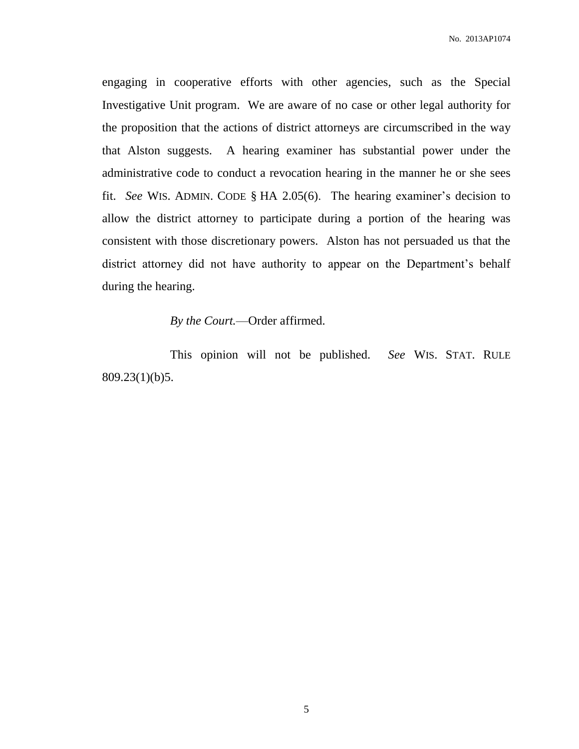engaging in cooperative efforts with other agencies, such as the Special Investigative Unit program. We are aware of no case or other legal authority for the proposition that the actions of district attorneys are circumscribed in the way that Alston suggests. A hearing examiner has substantial power under the administrative code to conduct a revocation hearing in the manner he or she sees fit. *See* WIS. ADMIN. CODE § HA 2.05(6). The hearing examiner's decision to allow the district attorney to participate during a portion of the hearing was consistent with those discretionary powers. Alston has not persuaded us that the district attorney did not have authority to appear on the Department's behalf during the hearing.

*By the Court.*—Order affirmed.

This opinion will not be published. *See* WIS. STAT. RULE 809.23(1)(b)5.